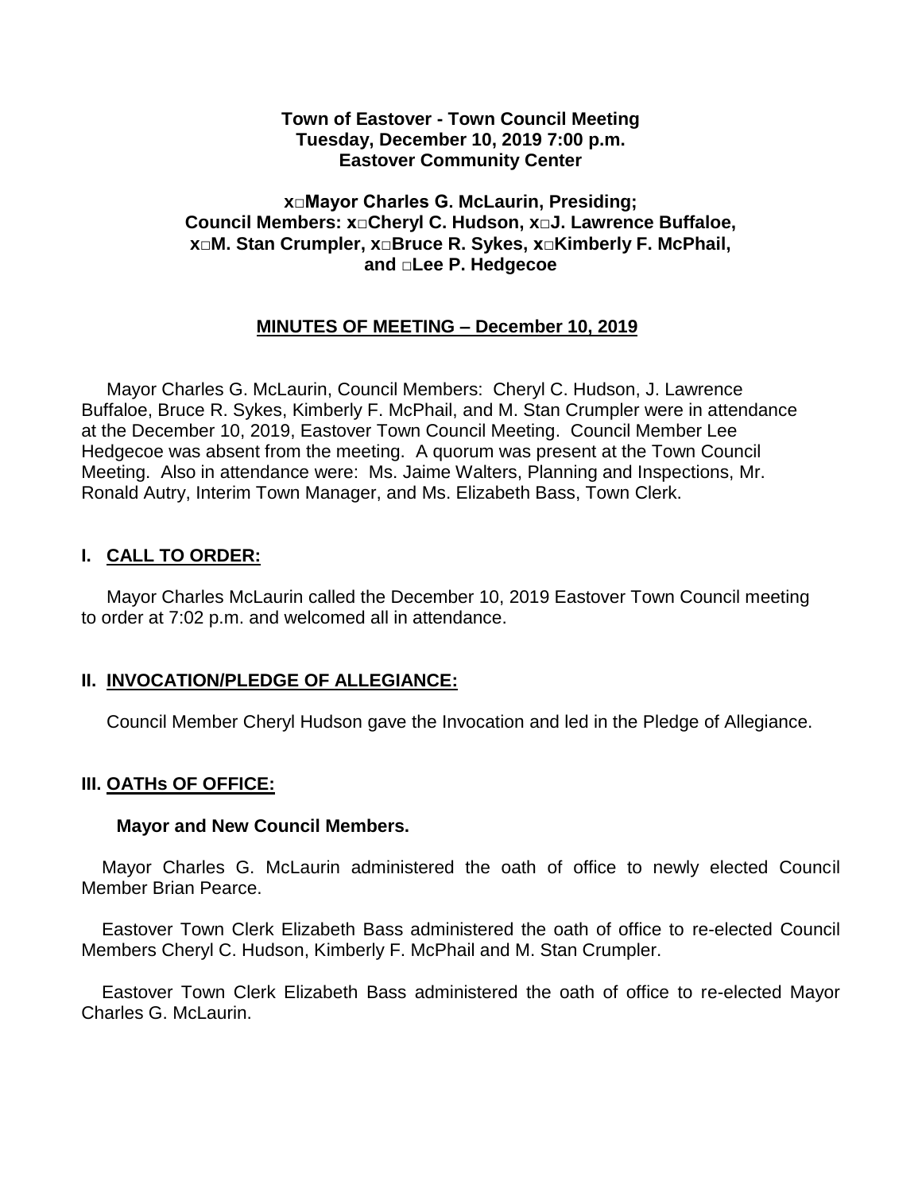**Town of Eastover - Town Council Meeting**
**Tuesday, December 10, 2019 7:00 p.m.**
**Eastover Community Center**

**x□Mayor Charles G. McLaurin, Presiding;**
**Council Members: x□Cheryl C. Hudson, x□J. Lawrence Buffaloe,**
**x□M. Stan Crumpler, x□Bruce R. Sykes, x□Kimberly F. McPhail,**
**and □Lee P. Hedgecoe**

## MINUTES OF MEETING – December 10, 2019

Mayor Charles G. McLaurin, Council Members: Cheryl C. Hudson, J. Lawrence Buffaloe, Bruce R. Sykes, Kimberly F. McPhail, and M. Stan Crumpler were in attendance at the December 10, 2019, Eastover Town Council Meeting. Council Member Lee Hedgecoe was absent from the meeting. A quorum was present at the Town Council Meeting. Also in attendance were: Ms. Jaime Walters, Planning and Inspections, Mr. Ronald Autry, Interim Town Manager, and Ms. Elizabeth Bass, Town Clerk.

## I. CALL TO ORDER:

Mayor Charles McLaurin called the December 10, 2019 Eastover Town Council meeting to order at 7:02 p.m. and welcomed all in attendance.

## II. INVOCATION/PLEDGE OF ALLEGIANCE:

Council Member Cheryl Hudson gave the Invocation and led in the Pledge of Allegiance.

## III. OATHs OF OFFICE:

**Mayor and New Council Members.**

Mayor Charles G. McLaurin administered the oath of office to newly elected Council Member Brian Pearce.

Eastover Town Clerk Elizabeth Bass administered the oath of office to re-elected Council Members Cheryl C. Hudson, Kimberly F. McPhail and M. Stan Crumpler.

Eastover Town Clerk Elizabeth Bass administered the oath of office to re-elected Mayor Charles G. McLaurin.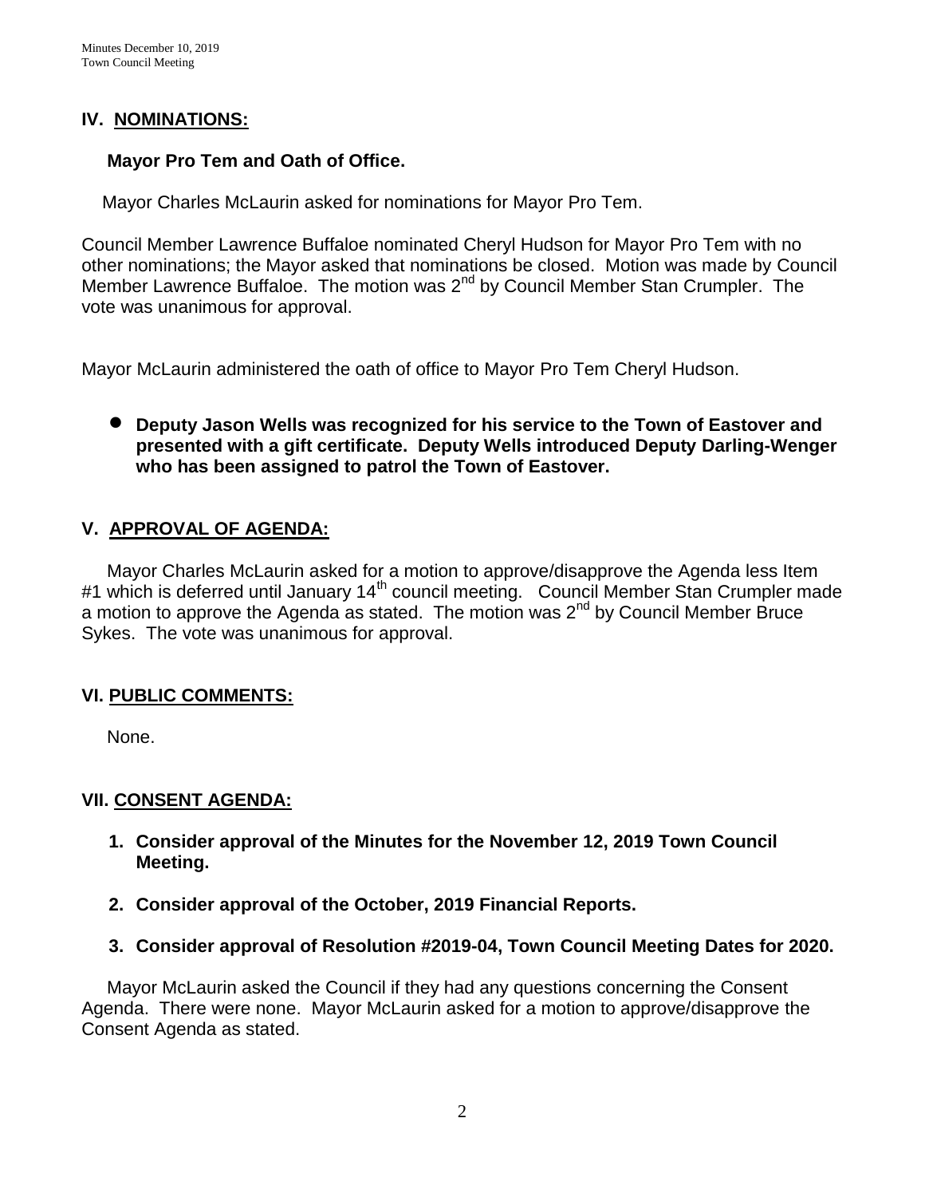## IV. NOMINATIONS:

**Mayor Pro Tem and Oath of Office.**

Mayor Charles McLaurin asked for nominations for Mayor Pro Tem.

Council Member Lawrence Buffaloe nominated Cheryl Hudson for Mayor Pro Tem with no other nominations; the Mayor asked that nominations be closed. Motion was made by Council Member Lawrence Buffaloe. The motion was 2nd by Council Member Stan Crumpler. The vote was unanimous for approval.

Mayor McLaurin administered the oath of office to Mayor Pro Tem Cheryl Hudson.

- **Deputy Jason Wells was recognized for his service to the Town of Eastover and presented with a gift certificate. Deputy Wells introduced Deputy Darling-Wenger who has been assigned to patrol the Town of Eastover.**

## V. APPROVAL OF AGENDA:

Mayor Charles McLaurin asked for a motion to approve/disapprove the Agenda less Item #1 which is deferred until January 14th council meeting. Council Member Stan Crumpler made a motion to approve the Agenda as stated. The motion was 2nd by Council Member Bruce Sykes. The vote was unanimous for approval.

## VI. PUBLIC COMMENTS:

None.

## VII. CONSENT AGENDA:

1. **Consider approval of the Minutes for the November 12, 2019 Town Council Meeting.**
2. **Consider approval of the October, 2019 Financial Reports.**
3. **Consider approval of Resolution #2019-04, Town Council Meeting Dates for 2020.**

Mayor McLaurin asked the Council if they had any questions concerning the Consent Agenda. There were none. Mayor McLaurin asked for a motion to approve/disapprove the Consent Agenda as stated.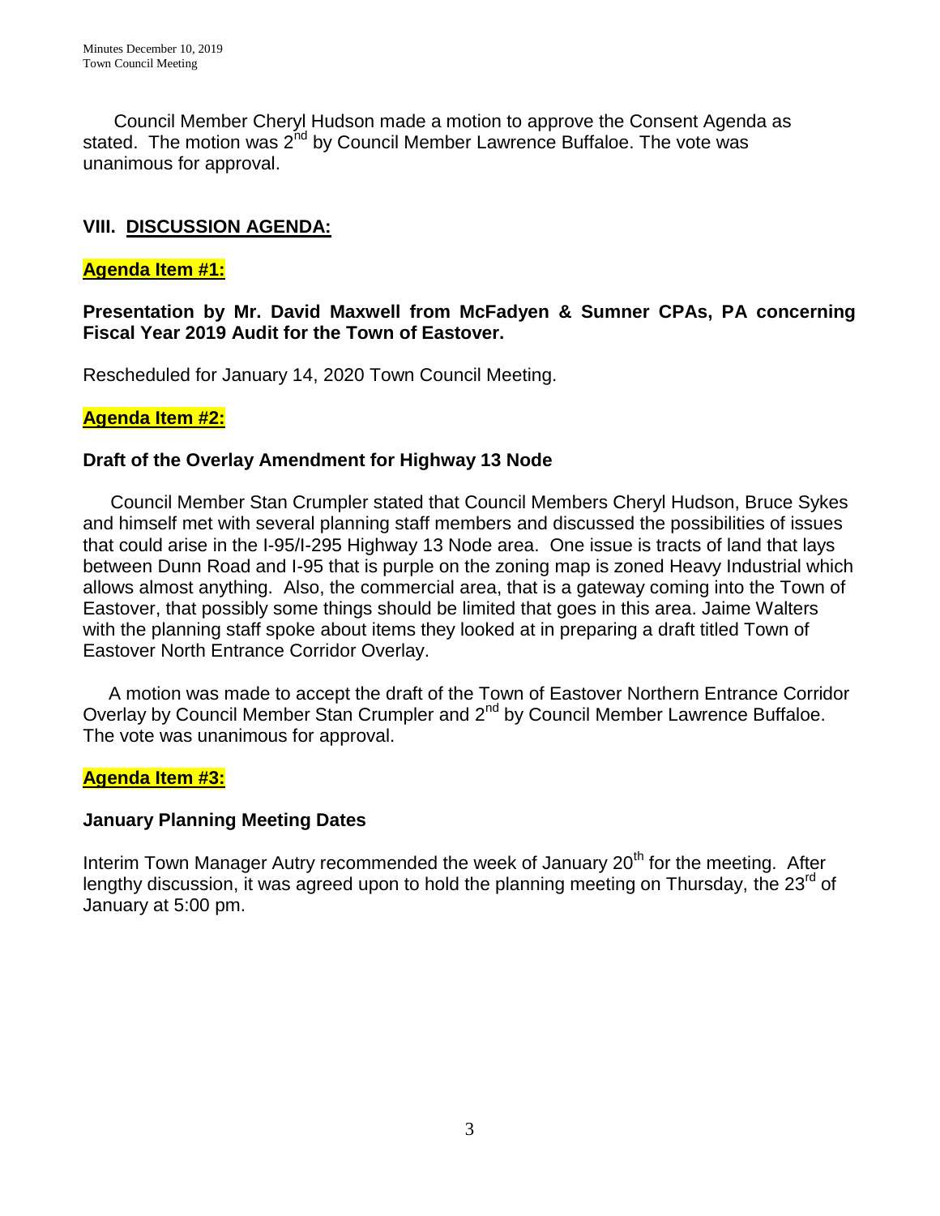Council Member Cheryl Hudson made a motion to approve the Consent Agenda as stated. The motion was 2nd by Council Member Lawrence Buffaloe. The vote was unanimous for approval.

## VIII. DISCUSSION AGENDA:

**Agenda Item #1:**

**Presentation by Mr. David Maxwell from McFadyen & Sumner CPAs, PA concerning Fiscal Year 2019 Audit for the Town of Eastover.**

Rescheduled for January 14, 2020 Town Council Meeting.

**Agenda Item #2:**

**Draft of the Overlay Amendment for Highway 13 Node**

Council Member Stan Crumpler stated that Council Members Cheryl Hudson, Bruce Sykes and himself met with several planning staff members and discussed the possibilities of issues that could arise in the I-95/I-295 Highway 13 Node area. One issue is tracts of land that lays between Dunn Road and I-95 that is purple on the zoning map is zoned Heavy Industrial which allows almost anything. Also, the commercial area, that is a gateway coming into the Town of Eastover, that possibly some things should be limited that goes in this area. Jaime Walters with the planning staff spoke about items they looked at in preparing a draft titled Town of Eastover North Entrance Corridor Overlay.

A motion was made to accept the draft of the Town of Eastover Northern Entrance Corridor Overlay by Council Member Stan Crumpler and 2nd by Council Member Lawrence Buffaloe. The vote was unanimous for approval.

**Agenda Item #3:**

**January Planning Meeting Dates**

Interim Town Manager Autry recommended the week of January 20th for the meeting. After lengthy discussion, it was agreed upon to hold the planning meeting on Thursday, the 23rd of January at 5:00 pm.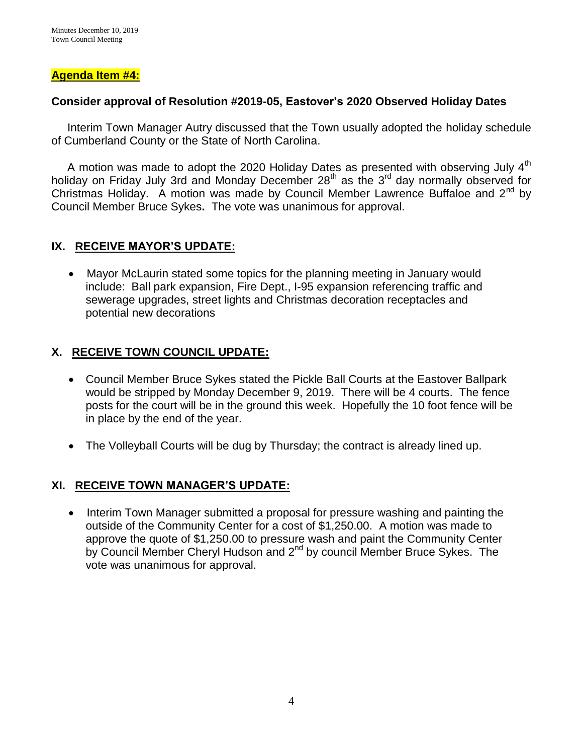**Agenda Item #4:**

**Consider approval of Resolution #2019-05, Eastover's 2020 Observed Holiday Dates**

Interim Town Manager Autry discussed that the Town usually adopted the holiday schedule of Cumberland County or the State of North Carolina.

A motion was made to adopt the 2020 Holiday Dates as presented with observing July 4th holiday on Friday July 3rd and Monday December 28th as the 3rd day normally observed for Christmas Holiday. A motion was made by Council Member Lawrence Buffaloe and 2nd by Council Member Bruce Sykes**.** The vote was unanimous for approval.

## IX. RECEIVE MAYOR'S UPDATE:

- Mayor McLaurin stated some topics for the planning meeting in January would include: Ball park expansion, Fire Dept., I-95 expansion referencing traffic and sewerage upgrades, street lights and Christmas decoration receptacles and potential new decorations

## X. RECEIVE TOWN COUNCIL UPDATE:

- Council Member Bruce Sykes stated the Pickle Ball Courts at the Eastover Ballpark would be stripped by Monday December 9, 2019. There will be 4 courts. The fence posts for the court will be in the ground this week. Hopefully the 10 foot fence will be in place by the end of the year.
- The Volleyball Courts will be dug by Thursday; the contract is already lined up.

## XI. RECEIVE TOWN MANAGER'S UPDATE:

- Interim Town Manager submitted a proposal for pressure washing and painting the outside of the Community Center for a cost of $1,250.00. A motion was made to approve the quote of $1,250.00 to pressure wash and paint the Community Center by Council Member Cheryl Hudson and 2nd by council Member Bruce Sykes. The vote was unanimous for approval.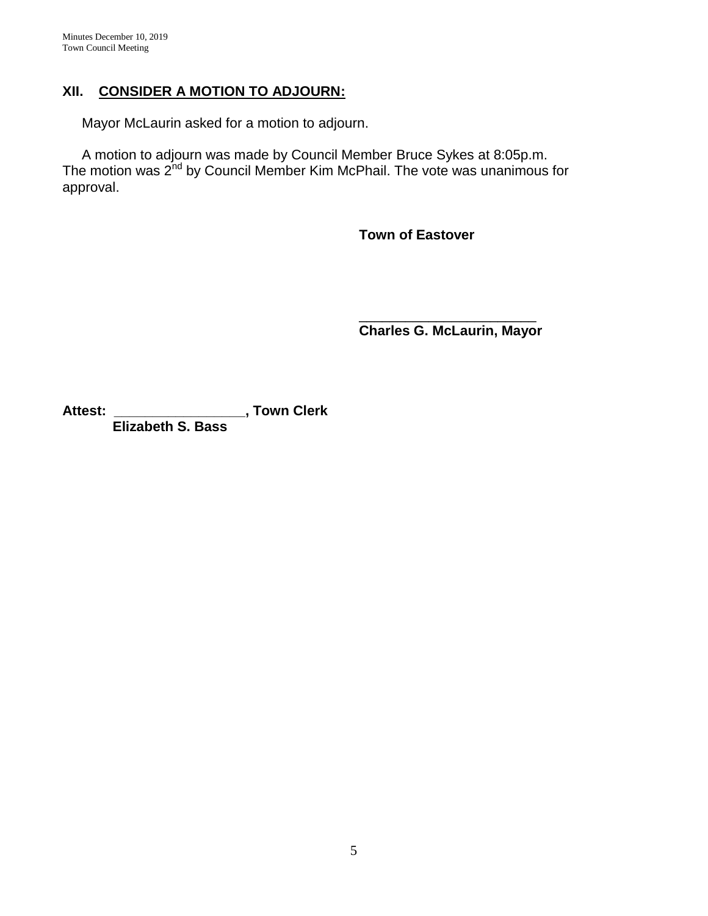## XII. CONSIDER A MOTION TO ADJOURN:

Mayor McLaurin asked for a motion to adjourn.

A motion to adjourn was made by Council Member Bruce Sykes at 8:05p.m. The motion was 2nd by Council Member Kim McPhail. The vote was unanimous for approval.

**Town of Eastover**

\_\_\_\_\_\_\_\_\_\_\_\_\_\_\_\_\_\_\_\_\_\_\_\_
**Charles G. McLaurin, Mayor**

**Attest: \_\_\_\_\_\_\_\_\_\_\_\_\_\_\_\_\_\_, Town Clerk**
**Elizabeth S. Bass**